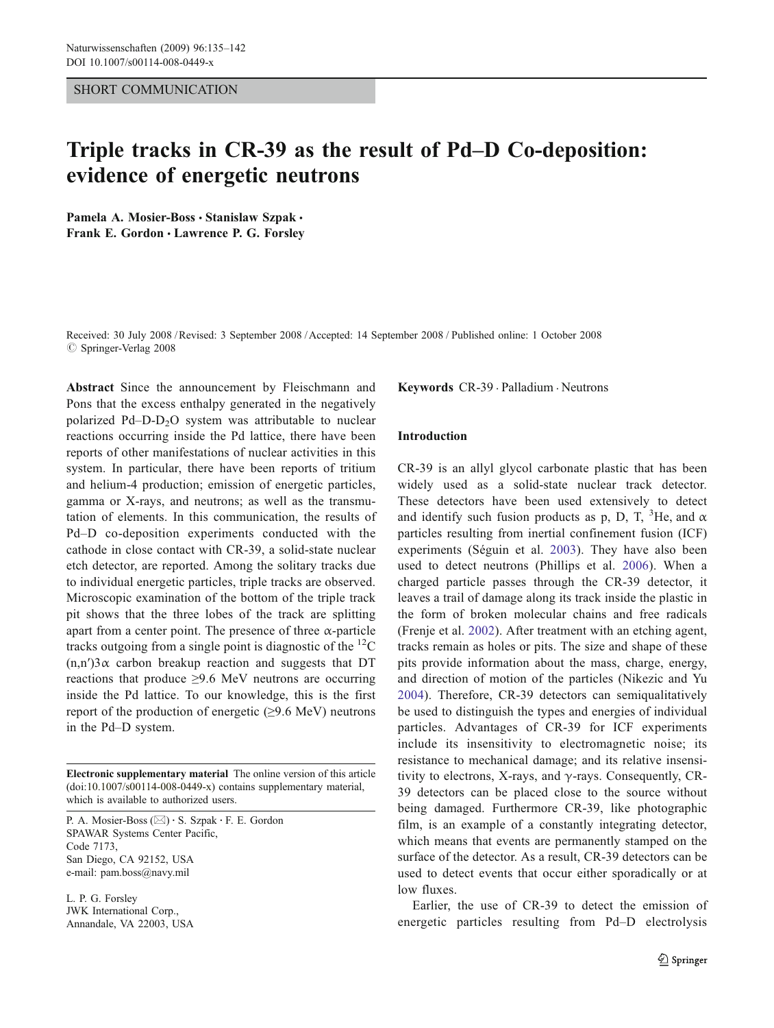SHORT COMMUNICATION

# Triple tracks in CR-39 as the result of Pd–D Co-deposition: evidence of energetic neutrons

**Pamela A. Mosier-Boss · Stanislaw Szpak · Frank E. Gordon · Lawrence P. G. Forsley**

Received: 30 July 2008 / Revised: 3 September 2008 / Accepted: 14 September 2008 / Published online: 1 October 2008
© Springer-Verlag 2008

**Abstract** Since the announcement by Fleischmann and Pons that the excess enthalpy generated in the negatively polarized Pd–D-$D_2O$ system was attributable to nuclear reactions occurring inside the Pd lattice, there have been reports of other manifestations of nuclear activities in this system. In particular, there have been reports of tritium and helium-4 production; emission of energetic particles, gamma or X-rays, and neutrons; as well as the transmutation of elements. In this communication, the results of Pd–D co-deposition experiments conducted with the cathode in close contact with CR-39, a solid-state nuclear etch detector, are reported. Among the solitary tracks due to individual energetic particles, triple tracks are observed. Microscopic examination of the bottom of the triple track pit shows that the three lobes of the track are splitting apart from a center point. The presence of three α-particle tracks outgoing from a single point is diagnostic of the $^{12}C$ (n,n′)3α carbon breakup reaction and suggests that DT reactions that produce ≥9.6 MeV neutrons are occurring inside the Pd lattice. To our knowledge, this is the first report of the production of energetic (≥9.6 MeV) neutrons in the Pd–D system.

**Electronic supplementary material** The online version of this article (doi:10.1007/s00114-008-0449-x) contains supplementary material, which is available to authorized users.

P. A. Mosier-Boss (✉) · S. Szpak · F. E. Gordon
SPAWAR Systems Center Pacific,
Code 7173,
San Diego, CA 92152, USA
e-mail: pam.boss@navy.mil

L. P. G. Forsley
JWK International Corp.,
Annandale, VA 22003, USA

**Keywords** CR-39 · Palladium · Neutrons

## Introduction

CR-39 is an allyl glycol carbonate plastic that has been widely used as a solid-state nuclear track detector. These detectors have been used extensively to detect and identify such fusion products as p, D, T, $^3He$, and α particles resulting from inertial confinement fusion (ICF) experiments (Séguin et al. 2003). They have also been used to detect neutrons (Phillips et al. 2006). When a charged particle passes through the CR-39 detector, it leaves a trail of damage along its track inside the plastic in the form of broken molecular chains and free radicals (Frenje et al. 2002). After treatment with an etching agent, tracks remain as holes or pits. The size and shape of these pits provide information about the mass, charge, energy, and direction of motion of the particles (Nikezic and Yu 2004). Therefore, CR-39 detectors can semiqualitatively be used to distinguish the types and energies of individual particles. Advantages of CR-39 for ICF experiments include its insensitivity to electromagnetic noise; its resistance to mechanical damage; and its relative insensitivity to electrons, X-rays, and γ-rays. Consequently, CR-39 detectors can be placed close to the source without being damaged. Furthermore CR-39, like photographic film, is an example of a constantly integrating detector, which means that events are permanently stamped on the surface of the detector. As a result, CR-39 detectors can be used to detect events that occur either sporadically or at low fluxes.

Earlier, the use of CR-39 to detect the emission of energetic particles resulting from Pd–D electrolysis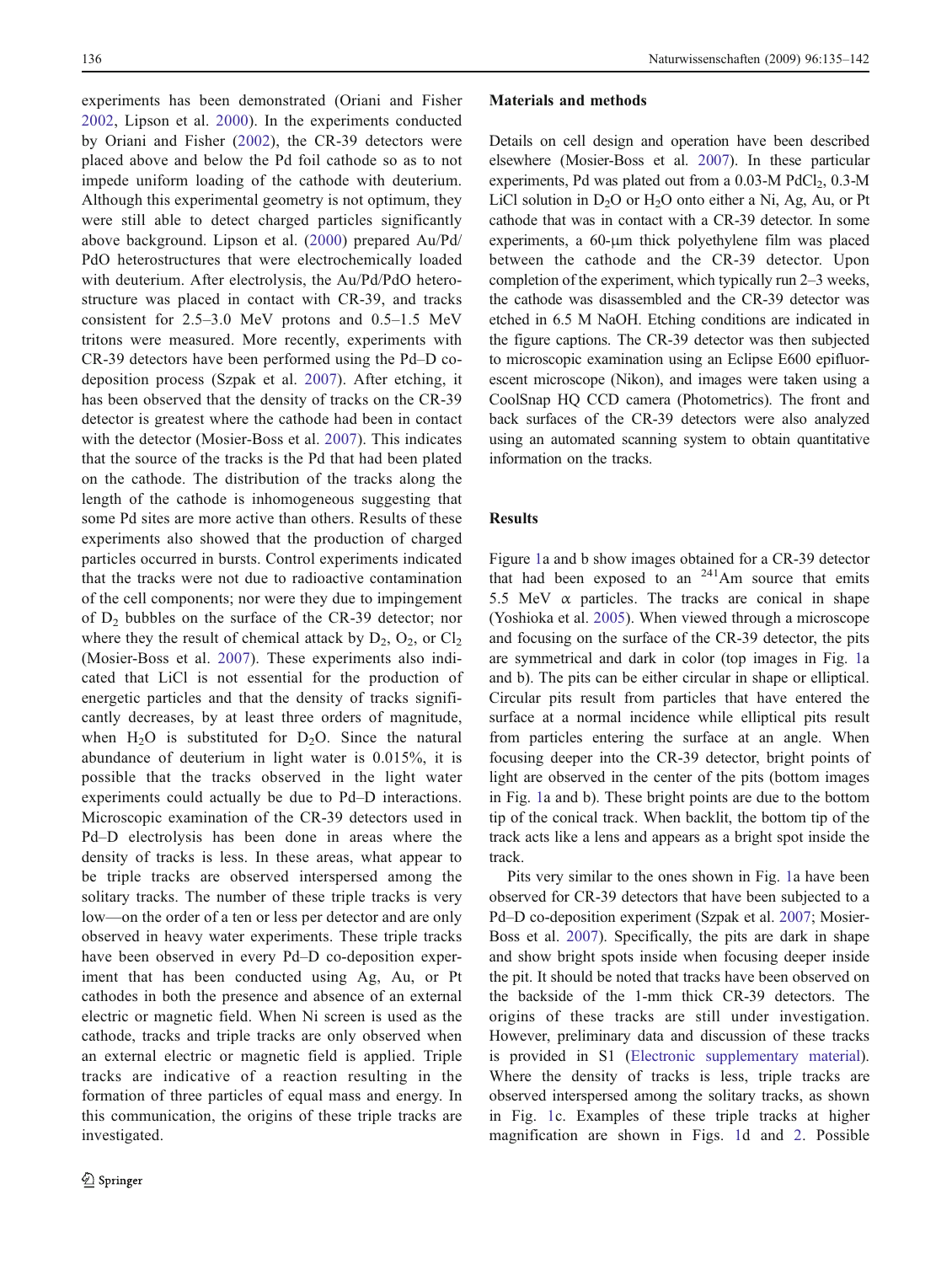experiments has been demonstrated (Oriani and Fisher 2002, Lipson et al. 2000). In the experiments conducted by Oriani and Fisher (2002), the CR-39 detectors were placed above and below the Pd foil cathode so as to not impede uniform loading of the cathode with deuterium. Although this experimental geometry is not optimum, they were still able to detect charged particles significantly above background. Lipson et al. (2000) prepared Au/Pd/PdO heterostructures that were electrochemically loaded with deuterium. After electrolysis, the Au/Pd/PdO heterostructure was placed in contact with CR-39, and tracks consistent for 2.5–3.0 MeV protons and 0.5–1.5 MeV tritons were measured. More recently, experiments with CR-39 detectors have been performed using the Pd–D co-deposition process (Szpak et al. 2007). After etching, it has been observed that the density of tracks on the CR-39 detector is greatest where the cathode had been in contact with the detector (Mosier-Boss et al. 2007). This indicates that the source of the tracks is the Pd that had been plated on the cathode. The distribution of the tracks along the length of the cathode is inhomogeneous suggesting that some Pd sites are more active than others. Results of these experiments also showed that the production of charged particles occurred in bursts. Control experiments indicated that the tracks were not due to radioactive contamination of the cell components; nor were they due to impingement of $D_2$ bubbles on the surface of the CR-39 detector; nor where they the result of chemical attack by $D_2$, $O_2$, or $Cl_2$ (Mosier-Boss et al. 2007). These experiments also indicated that LiCl is not essential for the production of energetic particles and that the density of tracks significantly decreases, by at least three orders of magnitude, when $H_2O$ is substituted for $D_2O$. Since the natural abundance of deuterium in light water is 0.015%, it is possible that the tracks observed in the light water experiments could actually be due to Pd–D interactions. Microscopic examination of the CR-39 detectors used in Pd–D electrolysis has been done in areas where the density of tracks is less. In these areas, what appear to be triple tracks are observed interspersed among the solitary tracks. The number of these triple tracks is very low—on the order of a ten or less per detector and are only observed in heavy water experiments. These triple tracks have been observed in every Pd–D co-deposition experiment that has been conducted using Ag, Au, or Pt cathodes in both the presence and absence of an external electric or magnetic field. When Ni screen is used as the cathode, tracks and triple tracks are only observed when an external electric or magnetic field is applied. Triple tracks are indicative of a reaction resulting in the formation of three particles of equal mass and energy. In this communication, the origins of these triple tracks are investigated.

## Materials and methods

Details on cell design and operation have been described elsewhere (Mosier-Boss et al. 2007). In these particular experiments, Pd was plated out from a 0.03-M $PdCl_2$, 0.3-M LiCl solution in $D_2O$ or $H_2O$ onto either a Ni, Ag, Au, or Pt cathode that was in contact with a CR-39 detector. In some experiments, a 60-μm thick polyethylene film was placed between the cathode and the CR-39 detector. Upon completion of the experiment, which typically run 2–3 weeks, the cathode was disassembled and the CR-39 detector was etched in 6.5 M NaOH. Etching conditions are indicated in the figure captions. The CR-39 detector was then subjected to microscopic examination using an Eclipse E600 epifluorescent microscope (Nikon), and images were taken using a CoolSnap HQ CCD camera (Photometrics). The front and back surfaces of the CR-39 detectors were also analyzed using an automated scanning system to obtain quantitative information on the tracks.

## Results

Figure 1a and b show images obtained for a CR-39 detector that had been exposed to an $^{241}Am$ source that emits 5.5 MeV $\alpha$ particles. The tracks are conical in shape (Yoshioka et al. 2005). When viewed through a microscope and focusing on the surface of the CR-39 detector, the pits are symmetrical and dark in color (top images in Fig. 1a and b). The pits can be either circular in shape or elliptical. Circular pits result from particles that have entered the surface at a normal incidence while elliptical pits result from particles entering the surface at an angle. When focusing deeper into the CR-39 detector, bright points of light are observed in the center of the pits (bottom images in Fig. 1a and b). These bright points are due to the bottom tip of the conical track. When backlit, the bottom tip of the track acts like a lens and appears as a bright spot inside the track.

Pits very similar to the ones shown in Fig. 1a have been observed for CR-39 detectors that have been subjected to a Pd–D co-deposition experiment (Szpak et al. 2007; Mosier-Boss et al. 2007). Specifically, the pits are dark in shape and show bright spots inside when focusing deeper inside the pit. It should be noted that tracks have been observed on the backside of the 1-mm thick CR-39 detectors. The origins of these tracks are still under investigation. However, preliminary data and discussion of these tracks is provided in S1 (Electronic supplementary material). Where the density of tracks is less, triple tracks are observed interspersed among the solitary tracks, as shown in Fig. 1c. Examples of these triple tracks at higher magnification are shown in Figs. 1d and 2. Possible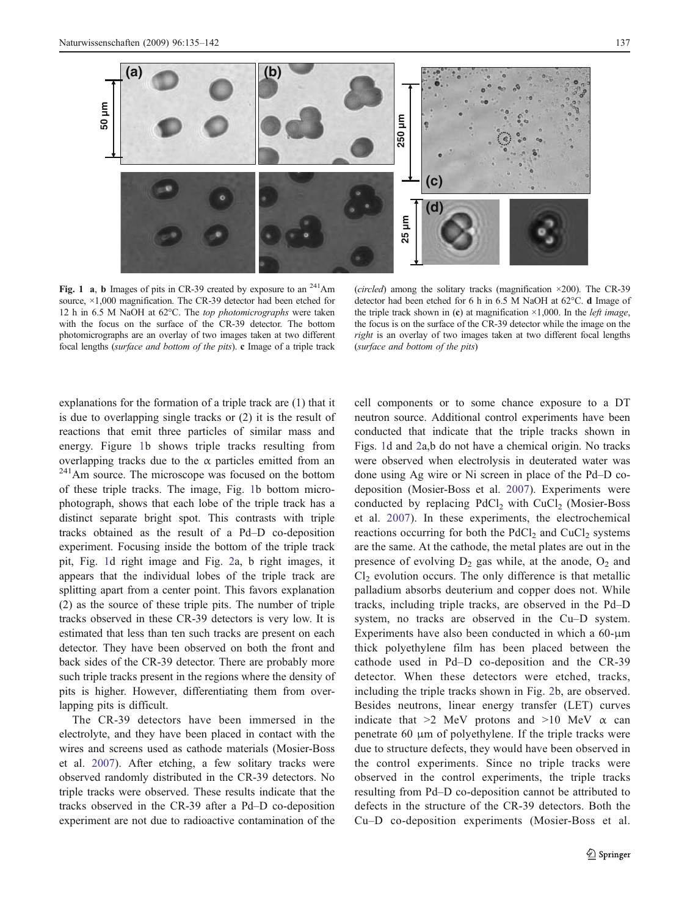**Fig. 1** **a**, **b** Images of pits in CR-39 created by exposure to an $^{241}$Am source, ×1,000 magnification. The CR-39 detector had been etched for 12 h in 6.5 M NaOH at 62°C. The *top photomicrographs* were taken with the focus on the surface of the CR-39 detector. The bottom photomicrographs are an overlay of two images taken at two different focal lengths (*surface and bottom of the pits*). **c** Image of a triple track (*circled*) among the solitary tracks (magnification ×200). The CR-39 detector had been etched for 6 h in 6.5 M NaOH at 62°C. **d** Image of the triple track shown in (**c**) at magnification ×1,000. In the *left image*, the focus is on the surface of the CR-39 detector while the image on the *right* is an overlay of two images taken at two different focal lengths (*surface and bottom of the pits*)

explanations for the formation of a triple track are (1) that it is due to overlapping single tracks or (2) it is the result of reactions that emit three particles of similar mass and energy. Figure 1b shows triple tracks resulting from overlapping tracks due to the α particles emitted from an $^{241}$Am source. The microscope was focused on the bottom of these triple tracks. The image, Fig. 1b bottom microphotograph, shows that each lobe of the triple track has a distinct separate bright spot. This contrasts with triple tracks obtained as the result of a Pd–D co-deposition experiment. Focusing inside the bottom of the triple track pit, Fig. 1d right image and Fig. 2a, b right images, it appears that the individual lobes of the triple track are splitting apart from a center point. This favors explanation (2) as the source of these triple pits. The number of triple tracks observed in these CR-39 detectors is very low. It is estimated that less than ten such tracks are present on each detector. They have been observed on both the front and back sides of the CR-39 detector. There are probably more such triple tracks present in the regions where the density of pits is higher. However, differentiating them from overlapping pits is difficult.

The CR-39 detectors have been immersed in the electrolyte, and they have been placed in contact with the wires and screens used as cathode materials (Mosier-Boss et al. 2007). After etching, a few solitary tracks were observed randomly distributed in the CR-39 detectors. No triple tracks were observed. These results indicate that the tracks observed in the CR-39 after a Pd–D co-deposition experiment are not due to radioactive contamination of the cell components or to some chance exposure to a DT neutron source. Additional control experiments have been conducted that indicate that the triple tracks shown in Figs. 1d and 2a,b do not have a chemical origin. No tracks were observed when electrolysis in deuterated water was done using Ag wire or Ni screen in place of the Pd–D co-deposition (Mosier-Boss et al. 2007). Experiments were conducted by replacing $PdCl_2$ with $CuCl_2$ (Mosier-Boss et al. 2007). In these experiments, the electrochemical reactions occurring for both the $PdCl_2$ and $CuCl_2$ systems are the same. At the cathode, the metal plates are out in the presence of evolving $D_2$ gas while, at the anode, $O_2$ and $Cl_2$ evolution occurs. The only difference is that metallic palladium absorbs deuterium and copper does not. While tracks, including triple tracks, are observed in the Pd–D system, no tracks are observed in the Cu–D system. Experiments have also been conducted in which a 60-μm thick polyethylene film has been placed between the cathode used in Pd–D co-deposition and the CR-39 detector. When these detectors were etched, tracks, including the triple tracks shown in Fig. 2b, are observed. Besides neutrons, linear energy transfer (LET) curves indicate that >2 MeV protons and >10 MeV α can penetrate 60 μm of polyethylene. If the triple tracks were due to structure defects, they would have been observed in the control experiments. Since no triple tracks were observed in the control experiments, the triple tracks resulting from Pd–D co-deposition cannot be attributed to defects in the structure of the CR-39 detectors. Both the Cu–D co-deposition experiments (Mosier-Boss et al.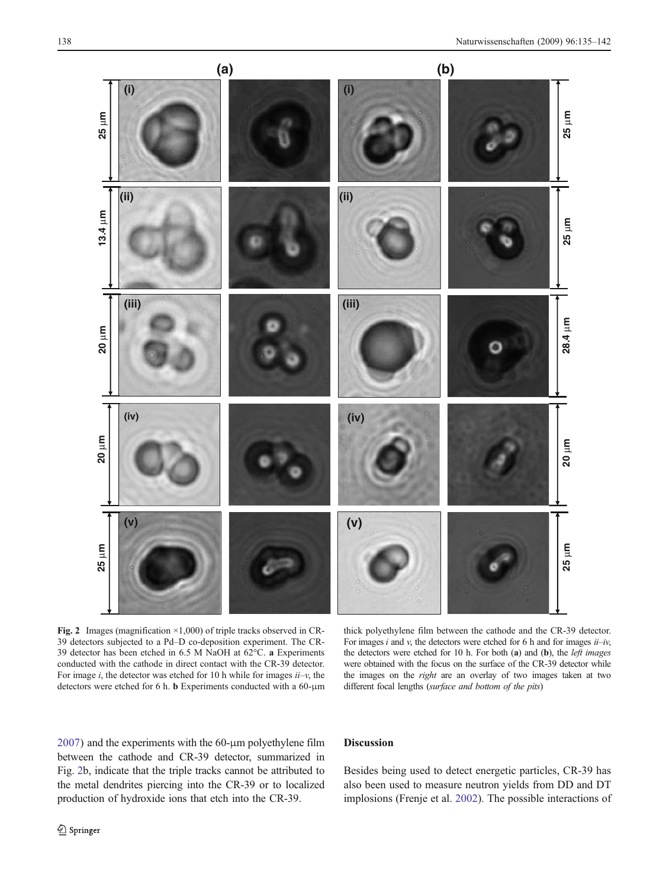**Fig. 2** Images (magnification ×1,000) of triple tracks observed in CR-39 detectors subjected to a Pd–D co-deposition experiment. The CR-39 detector has been etched in 6.5 M NaOH at 62°C. **a** Experiments conducted with the cathode in direct contact with the CR-39 detector. For image *i*, the detector was etched for 10 h while for images *ii*–*v*, the detectors were etched for 6 h. **b** Experiments conducted with a 60-μm thick polyethylene film between the cathode and the CR-39 detector. For images *i* and *v*, the detectors were etched for 6 h and for images *ii*–*iv*, the detectors were etched for 10 h. For both (**a**) and (**b**), the *left images* were obtained with the focus on the surface of the CR-39 detector while the images on the *right* are an overlay of two images taken at two different focal lengths (*surface and bottom of the pits*)

2007) and the experiments with the 60-μm polyethylene film between the cathode and CR-39 detector, summarized in Fig. 2b, indicate that the triple tracks cannot be attributed to the metal dendrites piercing into the CR-39 or to localized production of hydroxide ions that etch into the CR-39.

## Discussion

Besides being used to detect energetic particles, CR-39 has also been used to measure neutron yields from DD and DT implosions (Frenje et al. 2002). The possible interactions of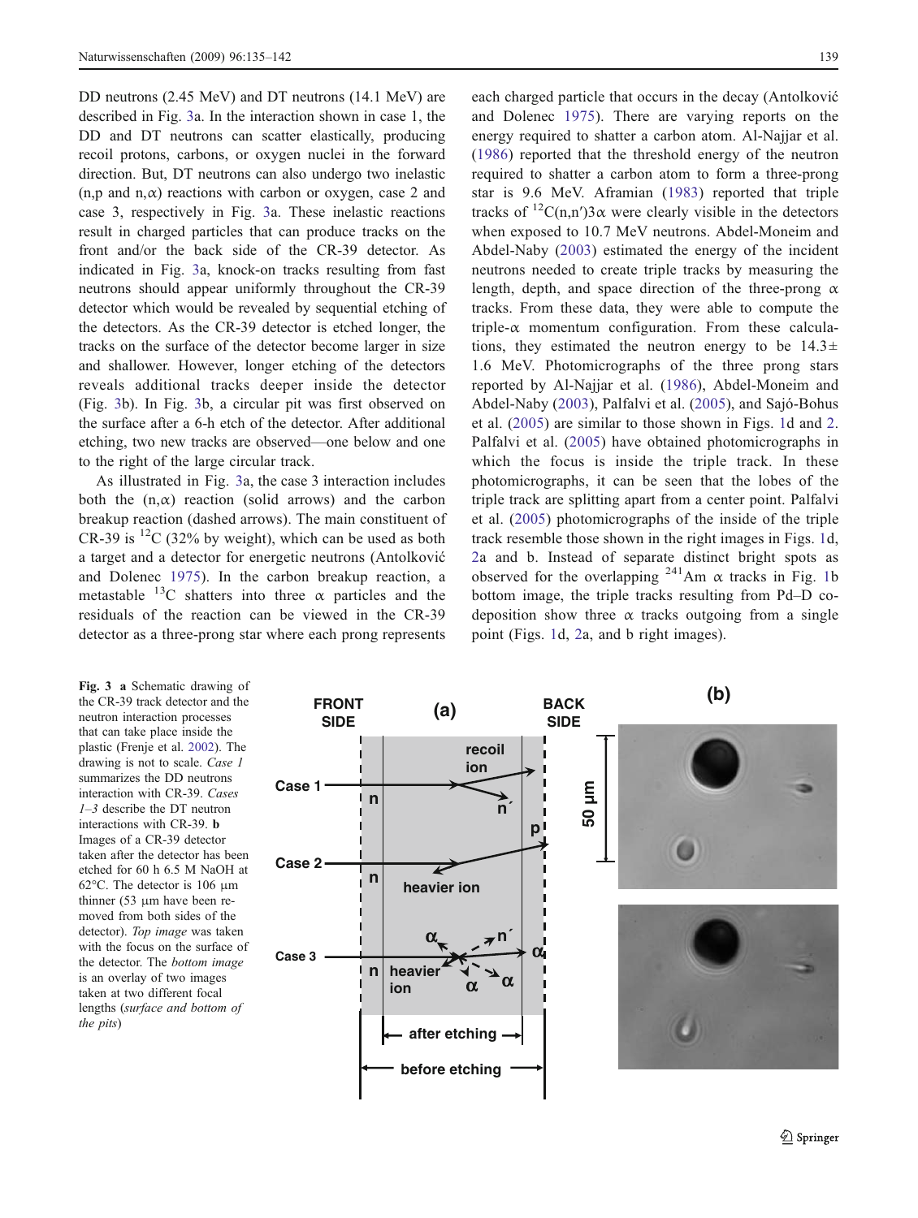DD neutrons (2.45 MeV) and DT neutrons (14.1 MeV) are described in Fig. 3a. In the interaction shown in case 1, the DD and DT neutrons can scatter elastically, producing recoil protons, carbons, or oxygen nuclei in the forward direction. But, DT neutrons can also undergo two inelastic (n,p and n,α) reactions with carbon or oxygen, case 2 and case 3, respectively in Fig. 3a. These inelastic reactions result in charged particles that can produce tracks on the front and/or the back side of the CR-39 detector. As indicated in Fig. 3a, knock-on tracks resulting from fast neutrons should appear uniformly throughout the CR-39 detector which would be revealed by sequential etching of the detectors. As the CR-39 detector is etched longer, the tracks on the surface of the detector become larger in size and shallower. However, longer etching of the detectors reveals additional tracks deeper inside the detector (Fig. 3b). In Fig. 3b, a circular pit was first observed on the surface after a 6-h etch of the detector. After additional etching, two new tracks are observed—one below and one to the right of the large circular track.

As illustrated in Fig. 3a, the case 3 interaction includes both the (n,α) reaction (solid arrows) and the carbon breakup reaction (dashed arrows). The main constituent of CR-39 is $^{12}C$ (32% by weight), which can be used as both a target and a detector for energetic neutrons (Antolković and Dolenec 1975). In the carbon breakup reaction, a metastable $^{13}C$ shatters into three α particles and the residuals of the reaction can be viewed in the CR-39 detector as a three-prong star where each prong represents each charged particle that occurs in the decay (Antolković and Dolenec 1975). There are varying reports on the energy required to shatter a carbon atom. Al-Najjar et al. (1986) reported that the threshold energy of the neutron required to shatter a carbon atom to form a three-prong star is 9.6 MeV. Aframian (1983) reported that triple tracks of $^{12}C(n,n')3\alpha$ were clearly visible in the detectors when exposed to 10.7 MeV neutrons. Abdel-Moneim and Abdel-Naby (2003) estimated the energy of the incident neutrons needed to create triple tracks by measuring the length, depth, and space direction of the three-prong α tracks. From these data, they were able to compute the triple-α momentum configuration. From these calculations, they estimated the neutron energy to be $14.3\pm 1.6$ MeV. Photomicrographs of the three prong stars reported by Al-Najjar et al. (1986), Abdel-Moneim and Abdel-Naby (2003), Palfalvi et al. (2005), and Sajó-Bohus et al. (2005) are similar to those shown in Figs. 1d and 2. Palfalvi et al. (2005) have obtained photomicrographs in which the focus is inside the triple track. In these photomicrographs, it can be seen that the lobes of the triple track are splitting apart from a center point. Palfalvi et al. (2005) photomicrographs of the inside of the triple track resemble those shown in the right images in Figs. 1d, 2a and b. Instead of separate distinct bright spots as observed for the overlapping $^{241}Am$ α tracks in Fig. 1b bottom image, the triple tracks resulting from Pd–D co-deposition show three α tracks outgoing from a single point (Figs. 1d, 2a, and b right images).

**Fig. 3** **a** Schematic drawing of the CR-39 track detector and the neutron interaction processes that can take place inside the plastic (Frenje et al. 2002). The drawing is not to scale. *Case 1* summarizes the DD neutrons interaction with CR-39. *Cases 1–3* describe the DT neutron interactions with CR-39. **b** Images of a CR-39 detector taken after the detector has been etched for 60 h 6.5 M NaOH at 62°C. The detector is 106 μm thinner (53 μm have been removed from both sides of the detector). *Top image* was taken with the focus on the surface of the detector. The *bottom image* is an overlay of two images taken at two different focal lengths (*surface and bottom of the pits*)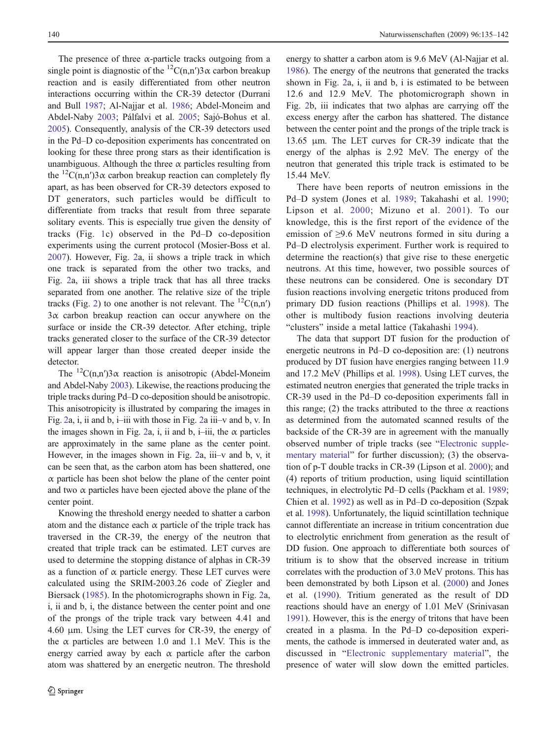The presence of three α-particle tracks outgoing from a single point is diagnostic of the $^{12}C(n,n')3\alpha$ carbon breakup reaction and is easily differentiated from other neutron interactions occurring within the CR-39 detector (Durrani and Bull 1987; Al-Najjar et al. 1986; Abdel-Moneim and Abdel-Naby 2003; Pálfalvi et al. 2005; Sajó-Bohus et al. 2005). Consequently, analysis of the CR-39 detectors used in the Pd–D co-deposition experiments has concentrated on looking for these three prong stars as their identification is unambiguous. Although the three α particles resulting from the $^{12}C(n,n')3\alpha$ carbon breakup reaction can completely fly apart, as has been observed for CR-39 detectors exposed to DT generators, such particles would be difficult to differentiate from tracks that result from three separate solitary events. This is especially true given the density of tracks (Fig. 1c) observed in the Pd–D co-deposition experiments using the current protocol (Mosier-Boss et al. 2007). However, Fig. 2a, ii shows a triple track in which one track is separated from the other two tracks, and Fig. 2a, iii shows a triple track that has all three tracks separated from one another. The relative size of the triple tracks (Fig. 2) to one another is not relevant. The $^{12}C(n,n')3\alpha$ carbon breakup reaction can occur anywhere on the surface or inside the CR-39 detector. After etching, triple tracks generated closer to the surface of the CR-39 detector will appear larger than those created deeper inside the detector.

The $^{12}C(n,n')3\alpha$ reaction is anisotropic (Abdel-Moneim and Abdel-Naby 2003). Likewise, the reactions producing the triple tracks during Pd–D co-deposition should be anisotropic. This anisotropicity is illustrated by comparing the images in Fig. 2a, i, ii and b, i–iii with those in Fig. 2a iii–v and b, v. In the images shown in Fig. 2a, i, ii and b, i–iii, the α particles are approximately in the same plane as the center point. However, in the images shown in Fig. 2a, iii–v and b, v, it can be seen that, as the carbon atom has been shattered, one α particle has been shot below the plane of the center point and two α particles have been ejected above the plane of the center point.

Knowing the threshold energy needed to shatter a carbon atom and the distance each α particle of the triple track has traversed in the CR-39, the energy of the neutron that created that triple track can be estimated. LET curves are used to determine the stopping distance of alphas in CR-39 as a function of α particle energy. These LET curves were calculated using the SRIM-2003.26 code of Ziegler and Biersack (1985). In the photomicrographs shown in Fig. 2a, i, ii and b, i, the distance between the center point and one of the prongs of the triple track vary between 4.41 and 4.60 µm. Using the LET curves for CR-39, the energy of the α particles are between 1.0 and 1.1 MeV. This is the energy carried away by each α particle after the carbon atom was shattered by an energetic neutron. The threshold energy to shatter a carbon atom is 9.6 MeV (Al-Najjar et al. 1986). The energy of the neutrons that generated the tracks shown in Fig. 2a, i, ii and b, i is estimated to be between 12.6 and 12.9 MeV. The photomicrograph shown in Fig. 2b, iii indicates that two alphas are carrying off the excess energy after the carbon has shattered. The distance between the center point and the prongs of the triple track is 13.65 µm. The LET curves for CR-39 indicate that the energy of the alphas is 2.92 MeV. The energy of the neutron that generated this triple track is estimated to be 15.44 MeV.

There have been reports of neutron emissions in the Pd–D system (Jones et al. 1989; Takahashi et al. 1990; Lipson et al. 2000; Mizuno et al. 2001). To our knowledge, this is the first report of the evidence of the emission of ≥9.6 MeV neutrons formed in situ during a Pd–D electrolysis experiment. Further work is required to determine the reaction(s) that give rise to these energetic neutrons. At this time, however, two possible sources of these neutrons can be considered. One is secondary DT fusion reactions involving energetic tritons produced from primary DD fusion reactions (Phillips et al. 1998). The other is multibody fusion reactions involving deuteria "clusters" inside a metal lattice (Takahashi 1994).

The data that support DT fusion for the production of energetic neutrons in Pd–D co-deposition are: (1) neutrons produced by DT fusion have energies ranging between 11.9 and 17.2 MeV (Phillips et al. 1998). Using LET curves, the estimated neutron energies that generated the triple tracks in CR-39 used in the Pd–D co-deposition experiments fall in this range; (2) the tracks attributed to the three α reactions as determined from the automated scanned results of the backside of the CR-39 are in agreement with the manually observed number of triple tracks (see "Electronic supplementary material" for further discussion); (3) the observation of p-T double tracks in CR-39 (Lipson et al. 2000); and (4) reports of tritium production, using liquid scintillation techniques, in electrolytic Pd–D cells (Packham et al. 1989; Chien et al. 1992) as well as in Pd–D co-deposition (Szpak et al. 1998). Unfortunately, the liquid scintillation technique cannot differentiate an increase in tritium concentration due to electrolytic enrichment from generation as the result of DD fusion. One approach to differentiate both sources of tritium is to show that the observed increase in tritium correlates with the production of 3.0 MeV protons. This has been demonstrated by both Lipson et al. (2000) and Jones et al. (1990). Tritium generated as the result of DD reactions should have an energy of 1.01 MeV (Srinivasan 1991). However, this is the energy of tritons that have been created in a plasma. In the Pd–D co-deposition experiments, the cathode is immersed in deuterated water and, as discussed in "Electronic supplementary material", the presence of water will slow down the emitted particles.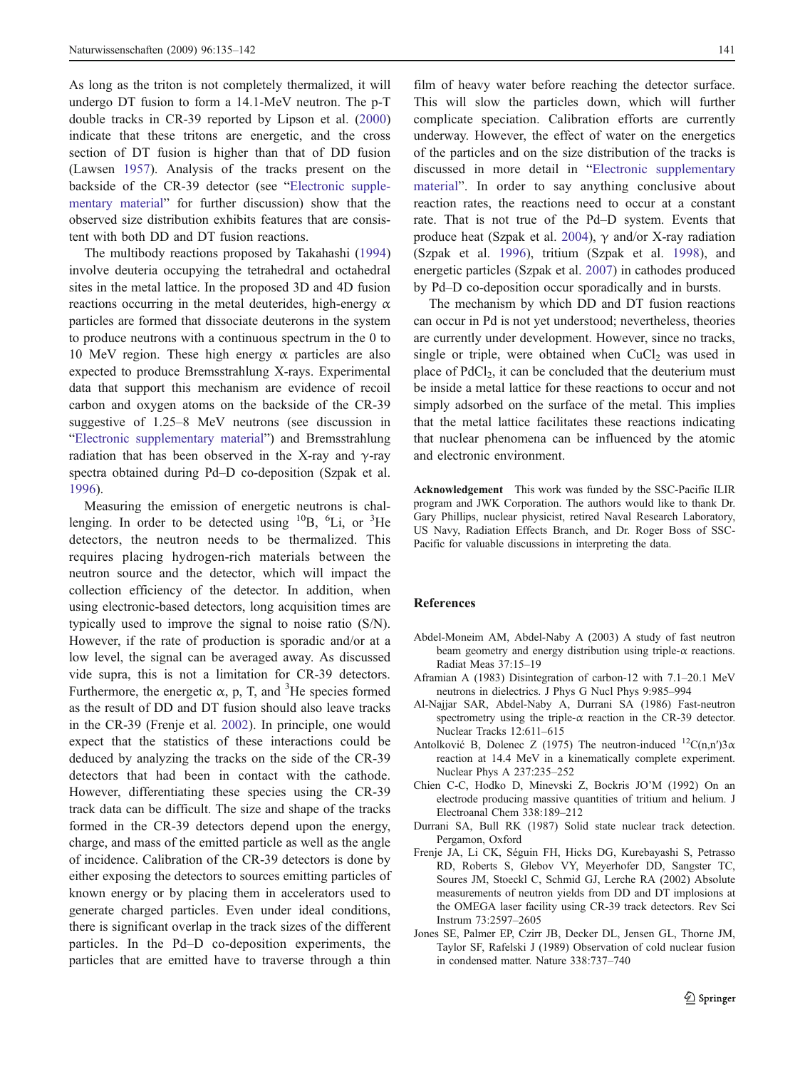As long as the triton is not completely thermalized, it will undergo DT fusion to form a 14.1-MeV neutron. The p-T double tracks in CR-39 reported by Lipson et al. (2000) indicate that these tritons are energetic, and the cross section of DT fusion is higher than that of DD fusion (Lawsen 1957). Analysis of the tracks present on the backside of the CR-39 detector (see "Electronic supplementary material" for further discussion) show that the observed size distribution exhibits features that are consistent with both DD and DT fusion reactions.

The multibody reactions proposed by Takahashi (1994) involve deuteria occupying the tetrahedral and octahedral sites in the metal lattice. In the proposed 3D and 4D fusion reactions occurring in the metal deuterides, high-energy α particles are formed that dissociate deuterons in the system to produce neutrons with a continuous spectrum in the 0 to 10 MeV region. These high energy α particles are also expected to produce Bremsstrahlung X-rays. Experimental data that support this mechanism are evidence of recoil carbon and oxygen atoms on the backside of the CR-39 suggestive of 1.25–8 MeV neutrons (see discussion in "Electronic supplementary material") and Bremsstrahlung radiation that has been observed in the X-ray and γ-ray spectra obtained during Pd–D co-deposition (Szpak et al. 1996).

Measuring the emission of energetic neutrons is challenging. In order to be detected using $^{10}B$, $^{6}Li$, or $^{3}He$ detectors, the neutron needs to be thermalized. This requires placing hydrogen-rich materials between the neutron source and the detector, which will impact the collection efficiency of the detector. In addition, when using electronic-based detectors, long acquisition times are typically used to improve the signal to noise ratio (S/N). However, if the rate of production is sporadic and/or at a low level, the signal can be averaged away. As discussed vide supra, this is not a limitation for CR-39 detectors. Furthermore, the energetic α, p, T, and $^{3}He$ species formed as the result of DD and DT fusion should also leave tracks in the CR-39 (Frenje et al. 2002). In principle, one would expect that the statistics of these interactions could be deduced by analyzing the tracks on the side of the CR-39 detectors that had been in contact with the cathode. However, differentiating these species using the CR-39 track data can be difficult. The size and shape of the tracks formed in the CR-39 detectors depend upon the energy, charge, and mass of the emitted particle as well as the angle of incidence. Calibration of the CR-39 detectors is done by either exposing the detectors to sources emitting particles of known energy or by placing them in accelerators used to generate charged particles. Even under ideal conditions, there is significant overlap in the track sizes of the different particles. In the Pd–D co-deposition experiments, the particles that are emitted have to traverse through a thin film of heavy water before reaching the detector surface. This will slow the particles down, which will further complicate speciation. Calibration efforts are currently underway. However, the effect of water on the energetics of the particles and on the size distribution of the tracks is discussed in more detail in "Electronic supplementary material". In order to say anything conclusive about reaction rates, the reactions need to occur at a constant rate. That is not true of the Pd–D system. Events that produce heat (Szpak et al. 2004), γ and/or X-ray radiation (Szpak et al. 1996), tritium (Szpak et al. 1998), and energetic particles (Szpak et al. 2007) in cathodes produced by Pd–D co-deposition occur sporadically and in bursts.

The mechanism by which DD and DT fusion reactions can occur in Pd is not yet understood; nevertheless, theories are currently under development. However, since no tracks, single or triple, were obtained when $CuCl_2$ was used in place of $PdCl_2$, it can be concluded that the deuterium must be inside a metal lattice for these reactions to occur and not simply adsorbed on the surface of the metal. This implies that the metal lattice facilitates these reactions indicating that nuclear phenomena can be influenced by the atomic and electronic environment.

**Acknowledgement** This work was funded by the SSC-Pacific ILIR program and JWK Corporation. The authors would like to thank Dr. Gary Phillips, nuclear physicist, retired Naval Research Laboratory, US Navy, Radiation Effects Branch, and Dr. Roger Boss of SSC-Pacific for valuable discussions in interpreting the data.

## References

Abdel-Moneim AM, Abdel-Naby A (2003) A study of fast neutron beam geometry and energy distribution using triple-α reactions. Radiat Meas 37:15–19

Aframian A (1983) Disintegration of carbon-12 with 7.1–20.1 MeV neutrons in dielectrics. J Phys G Nucl Phys 9:985–994

Al-Najjar SAR, Abdel-Naby A, Durrani SA (1986) Fast-neutron spectrometry using the triple-α reaction in the CR-39 detector. Nuclear Tracks 12:611–615

Antolković B, Dolenec Z (1975) The neutron-induced $^{12}C(n,n')3\alpha$ reaction at 14.4 MeV in a kinematically complete experiment. Nuclear Phys A 237:235–252

Chien C-C, Hodko D, Minevski Z, Bockris JO'M (1992) On an electrode producing massive quantities of tritium and helium. J Electroanal Chem 338:189–212

Durrani SA, Bull RK (1987) Solid state nuclear track detection. Pergamon, Oxford

Frenje JA, Li CK, Séguin FH, Hicks DG, Kurebayashi S, Petrasso RD, Roberts S, Glebov VY, Meyerhofer DD, Sangster TC, Soures JM, Stoeckl C, Schmid GJ, Lerche RA (2002) Absolute measurements of neutron yields from DD and DT implosions at the OMEGA laser facility using CR-39 track detectors. Rev Sci Instrum 73:2597–2605

Jones SE, Palmer EP, Czirr JB, Decker DL, Jensen GL, Thorne JM, Taylor SF, Rafelski J (1989) Observation of cold nuclear fusion in condensed matter. Nature 338:737–740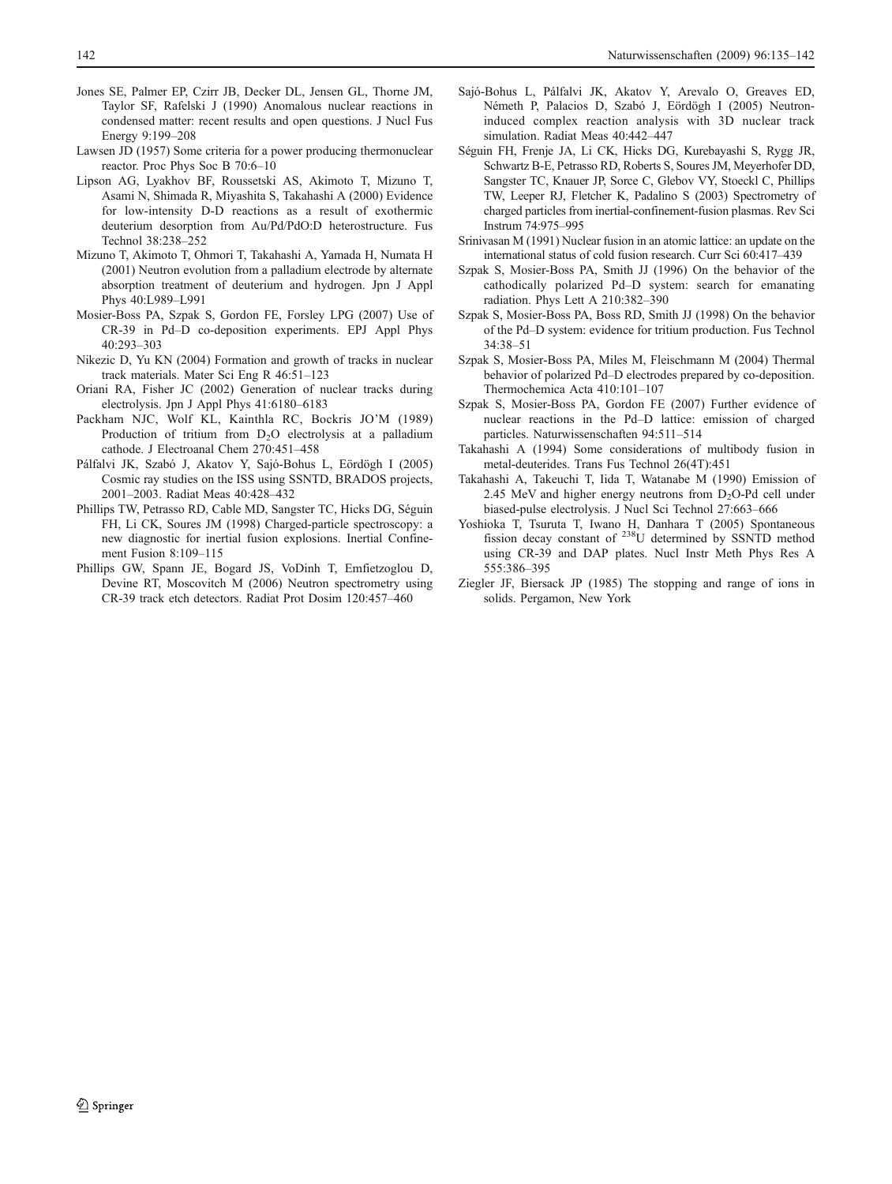Jones SE, Palmer EP, Czirr JB, Decker DL, Jensen GL, Thorne JM, Taylor SF, Rafelski J (1990) Anomalous nuclear reactions in condensed matter: recent results and open questions. J Nucl Fus Energy 9:199–208

Lawsen JD (1957) Some criteria for a power producing thermonuclear reactor. Proc Phys Soc B 70:6–10

Lipson AG, Lyakhov BF, Roussetski AS, Akimoto T, Mizuno T, Asami N, Shimada R, Miyashita S, Takahashi A (2000) Evidence for low-intensity D-D reactions as a result of exothermic deuterium desorption from Au/Pd/PdO:D heterostructure. Fus Technol 38:238–252

Mizuno T, Akimoto T, Ohmori T, Takahashi A, Yamada H, Numata H (2001) Neutron evolution from a palladium electrode by alternate absorption treatment of deuterium and hydrogen. Jpn J Appl Phys 40:L989–L991

Mosier-Boss PA, Szpak S, Gordon FE, Forsley LPG (2007) Use of CR-39 in Pd–D co-deposition experiments. EPJ Appl Phys 40:293–303

Nikezic D, Yu KN (2004) Formation and growth of tracks in nuclear track materials. Mater Sci Eng R 46:51–123

Oriani RA, Fisher JC (2002) Generation of nuclear tracks during electrolysis. Jpn J Appl Phys 41:6180–6183

Packham NJC, Wolf KL, Kainthla RC, Bockris JO'M (1989) Production of tritium from $D_2O$ electrolysis at a palladium cathode. J Electroanal Chem 270:451–458

Pálfalvi JK, Szabó J, Akatov Y, Sajó-Bohus L, Eördögh I (2005) Cosmic ray studies on the ISS using SSNTD, BRADOS projects, 2001–2003. Radiat Meas 40:428–432

Phillips TW, Petrasso RD, Cable MD, Sangster TC, Hicks DG, Séguin FH, Li CK, Soures JM (1998) Charged-particle spectroscopy: a new diagnostic for inertial fusion explosions. Inertial Confinement Fusion 8:109–115

Phillips GW, Spann JE, Bogard JS, VoDinh T, Emfietzoglou D, Devine RT, Moscovitch M (2006) Neutron spectrometry using CR-39 track etch detectors. Radiat Prot Dosim 120:457–460

Sajó-Bohus L, Pálfalvi JK, Akatov Y, Arevalo O, Greaves ED, Németh P, Palacios D, Szabó J, Eördögh I (2005) Neutron-induced complex reaction analysis with 3D nuclear track simulation. Radiat Meas 40:442–447

Séguin FH, Frenje JA, Li CK, Hicks DG, Kurebayashi S, Rygg JR, Schwartz B-E, Petrasso RD, Roberts S, Soures JM, Meyerhofer DD, Sangster TC, Knauer JP, Sorce C, Glebov VY, Stoeckl C, Phillips TW, Leeper RJ, Fletcher K, Padalino S (2003) Spectrometry of charged particles from inertial-confinement-fusion plasmas. Rev Sci Instrum 74:975–995

Srinivasan M (1991) Nuclear fusion in an atomic lattice: an update on the international status of cold fusion research. Curr Sci 60:417–439

Szpak S, Mosier-Boss PA, Smith JJ (1996) On the behavior of the cathodically polarized Pd–D system: search for emanating radiation. Phys Lett A 210:382–390

Szpak S, Mosier-Boss PA, Boss RD, Smith JJ (1998) On the behavior of the Pd–D system: evidence for tritium production. Fus Technol 34:38–51

Szpak S, Mosier-Boss PA, Miles M, Fleischmann M (2004) Thermal behavior of polarized Pd–D electrodes prepared by co-deposition. Thermochemica Acta 410:101–107

Szpak S, Mosier-Boss PA, Gordon FE (2007) Further evidence of nuclear reactions in the Pd–D lattice: emission of charged particles. Naturwissenschaften 94:511–514

Takahashi A (1994) Some considerations of multibody fusion in metal-deuterides. Trans Fus Technol 26(4T):451

Takahashi A, Takeuchi T, Iida T, Watanabe M (1990) Emission of 2.45 MeV and higher energy neutrons from $D_2O$-Pd cell under biased-pulse electrolysis. J Nucl Sci Technol 27:663–666

Yoshioka T, Tsuruta T, Iwano H, Danhara T (2005) Spontaneous fission decay constant of $^{238}U$ determined by SSNTD method using CR-39 and DAP plates. Nucl Instr Meth Phys Res A 555:386–395

Ziegler JF, Biersack JP (1985) The stopping and range of ions in solids. Pergamon, New York